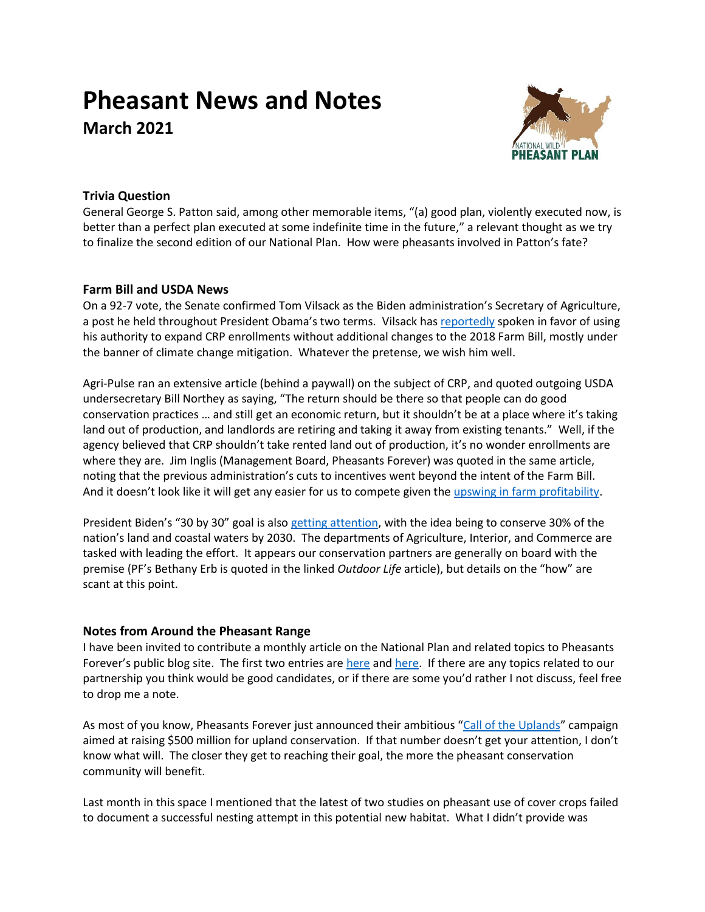# Pheasant News and Notes

## March 2021

### Trivia Question

General George S. Patton said, among other memorable items, "(a) good plan, violently executed now, is better than a perfect plan executed at some indefinite time in the future," a relevant thought as we try to finalize the second edition of our National Plan. How were pheasants involved in Patton's fate?

### Farm Bill and USDA News

On a 92-7 vote, the Senate confirmed Tom Vilsack as the Biden administration's Secretary of Agriculture, a post he held throughout President Obama's two terms. Vilsack has reportedly spoken in favor of using his authority to expand CRP enrollments without additional changes to the 2018 Farm Bill, mostly under the banner of climate change mitigation. Whatever the pretense, we wish him well.

Agri-Pulse ran an extensive article (behind a paywall) on the subject of CRP, and quoted outgoing USDA undersecretary Bill Northey as saying, "The return should be there so that people can do good conservation practices … and still get an economic return, but it shouldn't be at a place where it's taking land out of production, and landlords are retiring and taking it away from existing tenants." Well, if the agency believed that CRP shouldn't take rented land out of production, it's no wonder enrollments are where they are. Jim Inglis (Management Board, Pheasants Forever) was quoted in the same article, noting that the previous administration's cuts to incentives went beyond the intent of the Farm Bill. And it doesn't look like it will get any easier for us to compete given the upswing in farm profitability.

President Biden's "30 by 30" goal is also getting attention, with the idea being to conserve 30% of the nation's land and coastal waters by 2030. The departments of Agriculture, Interior, and Commerce are tasked with leading the effort. It appears our conservation partners are generally on board with the premise (PF's Bethany Erb is quoted in the linked *Outdoor Life* article), but details on the "how" are scant at this point.

### Notes from Around the Pheasant Range

I have been invited to contribute a monthly article on the National Plan and related topics to Pheasants Forever's public blog site. The first two entries are here and here. If there are any topics related to our partnership you think would be good candidates, or if there are some you'd rather I not discuss, feel free to drop me a note.

As most of you know, Pheasants Forever just announced their ambitious "Call of the Uplands" campaign aimed at raising $500 million for upland conservation. If that number doesn't get your attention, I don't know what will. The closer they get to reaching their goal, the more the pheasant conservation community will benefit.

Last month in this space I mentioned that the latest of two studies on pheasant use of cover crops failed to document a successful nesting attempt in this potential new habitat. What I didn't provide was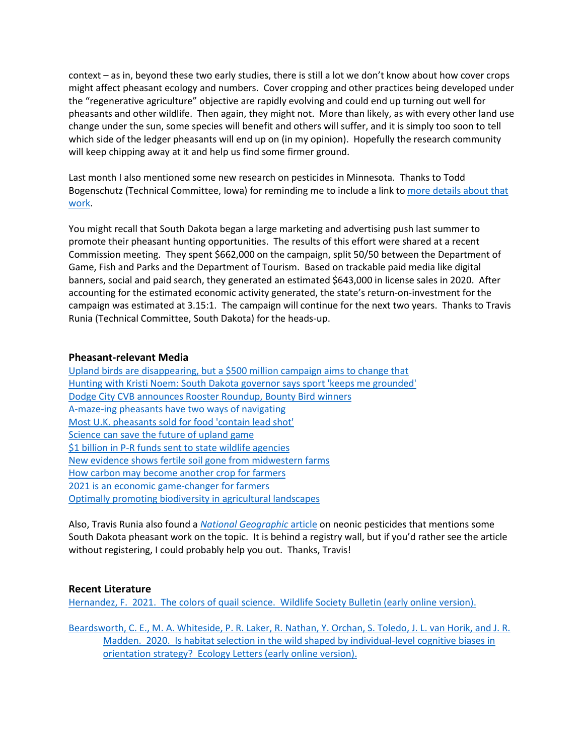context – as in, beyond these two early studies, there is still a lot we don't know about how cover crops might affect pheasant ecology and numbers. Cover cropping and other practices being developed under the "regenerative agriculture" objective are rapidly evolving and could end up turning out well for pheasants and other wildlife. Then again, they might not. More than likely, as with every other land use change under the sun, some species will benefit and others will suffer, and it is simply too soon to tell which side of the ledger pheasants will end up on (in my opinion). Hopefully the research community will keep chipping away at it and help us find some firmer ground.

Last month I also mentioned some new research on pesticides in Minnesota. Thanks to Todd Bogenschutz (Technical Committee, Iowa) for reminding me to include a link to more details about that work.

You might recall that South Dakota began a large marketing and advertising push last summer to promote their pheasant hunting opportunities. The results of this effort were shared at a recent Commission meeting. They spent $662,000 on the campaign, split 50/50 between the Department of Game, Fish and Parks and the Department of Tourism. Based on trackable paid media like digital banners, social and paid search, they generated an estimated $643,000 in license sales in 2020. After accounting for the estimated economic activity generated, the state's return-on-investment for the campaign was estimated at 3.15:1. The campaign will continue for the next two years. Thanks to Travis Runia (Technical Committee, South Dakota) for the heads-up.

### Pheasant-relevant Media

Upland birds are disappearing, but a $500 million campaign aims to change that
Hunting with Kristi Noem: South Dakota governor says sport 'keeps me grounded'
Dodge City CVB announces Rooster Roundup, Bounty Bird winners
A-maze-ing pheasants have two ways of navigating
Most U.K. pheasants sold for food 'contain lead shot'
Science can save the future of upland game
$1 billion in P-R funds sent to state wildlife agencies
New evidence shows fertile soil gone from midwestern farms
How carbon may become another crop for farmers
2021 is an economic game-changer for farmers
Optimally promoting biodiversity in agricultural landscapes

Also, Travis Runia also found a *National Geographic* article on neonic pesticides that mentions some South Dakota pheasant work on the topic. It is behind a registry wall, but if you'd rather see the article without registering, I could probably help you out. Thanks, Travis!

### Recent Literature

Hernandez, F. 2021. The colors of quail science. Wildlife Society Bulletin (early online version).

Beardsworth, C. E., M. A. Whiteside, P. R. Laker, R. Nathan, Y. Orchan, S. Toledo, J. L. van Horik, and J. R. Madden. 2020. Is habitat selection in the wild shaped by individual-level cognitive biases in orientation strategy? Ecology Letters (early online version).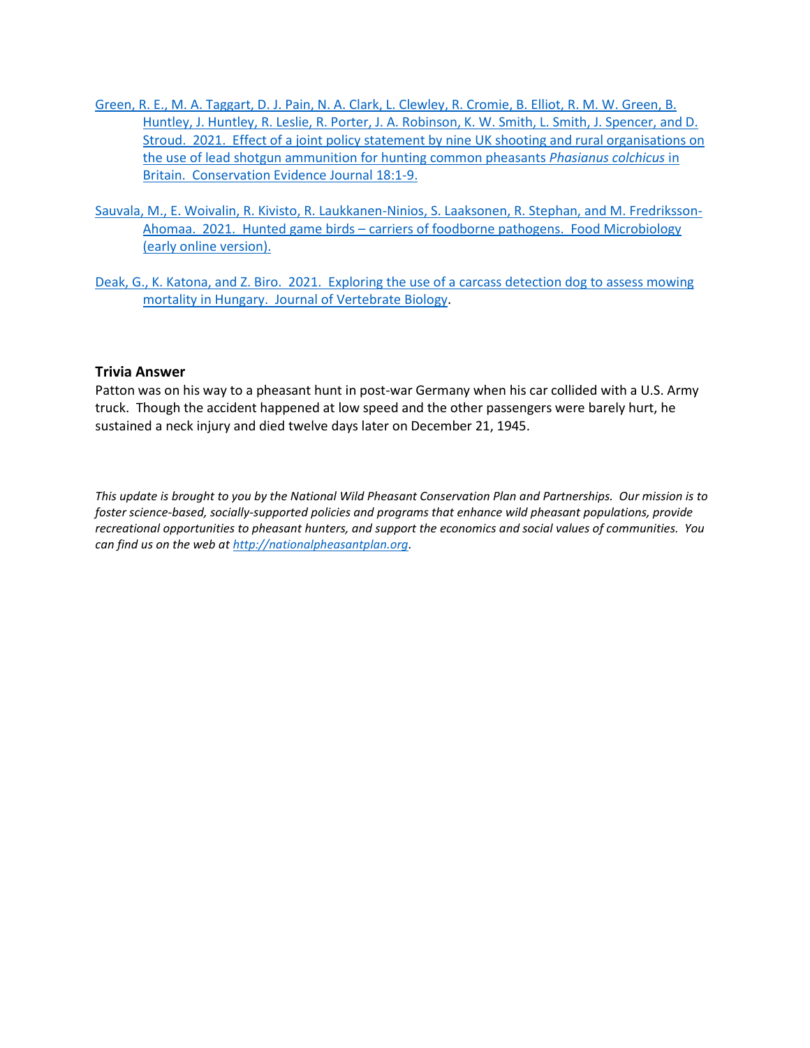Green, R. E., M. A. Taggart, D. J. Pain, N. A. Clark, L. Clewley, R. Cromie, B. Elliot, R. M. W. Green, B. Huntley, J. Huntley, R. Leslie, R. Porter, J. A. Robinson, K. W. Smith, L. Smith, J. Spencer, and D. Stroud. 2021. Effect of a joint policy statement by nine UK shooting and rural organisations on the use of lead shotgun ammunition for hunting common pheasants *Phasianus colchicus* in Britain. Conservation Evidence Journal 18:1-9.

Sauvala, M., E. Woivalin, R. Kivisto, R. Laukkanen-Ninios, S. Laaksonen, R. Stephan, and M. Fredriksson-Ahomaa. 2021. Hunted game birds – carriers of foodborne pathogens. Food Microbiology (early online version).

Deak, G., K. Katona, and Z. Biro. 2021. Exploring the use of a carcass detection dog to assess mowing mortality in Hungary. Journal of Vertebrate Biology.

### Trivia Answer

Patton was on his way to a pheasant hunt in post-war Germany when his car collided with a U.S. Army truck. Though the accident happened at low speed and the other passengers were barely hurt, he sustained a neck injury and died twelve days later on December 21, 1945.

*This update is brought to you by the National Wild Pheasant Conservation Plan and Partnerships. Our mission is to foster science-based, socially-supported policies and programs that enhance wild pheasant populations, provide recreational opportunities to pheasant hunters, and support the economics and social values of communities. You can find us on the web at http://nationalpheasantplan.org.*